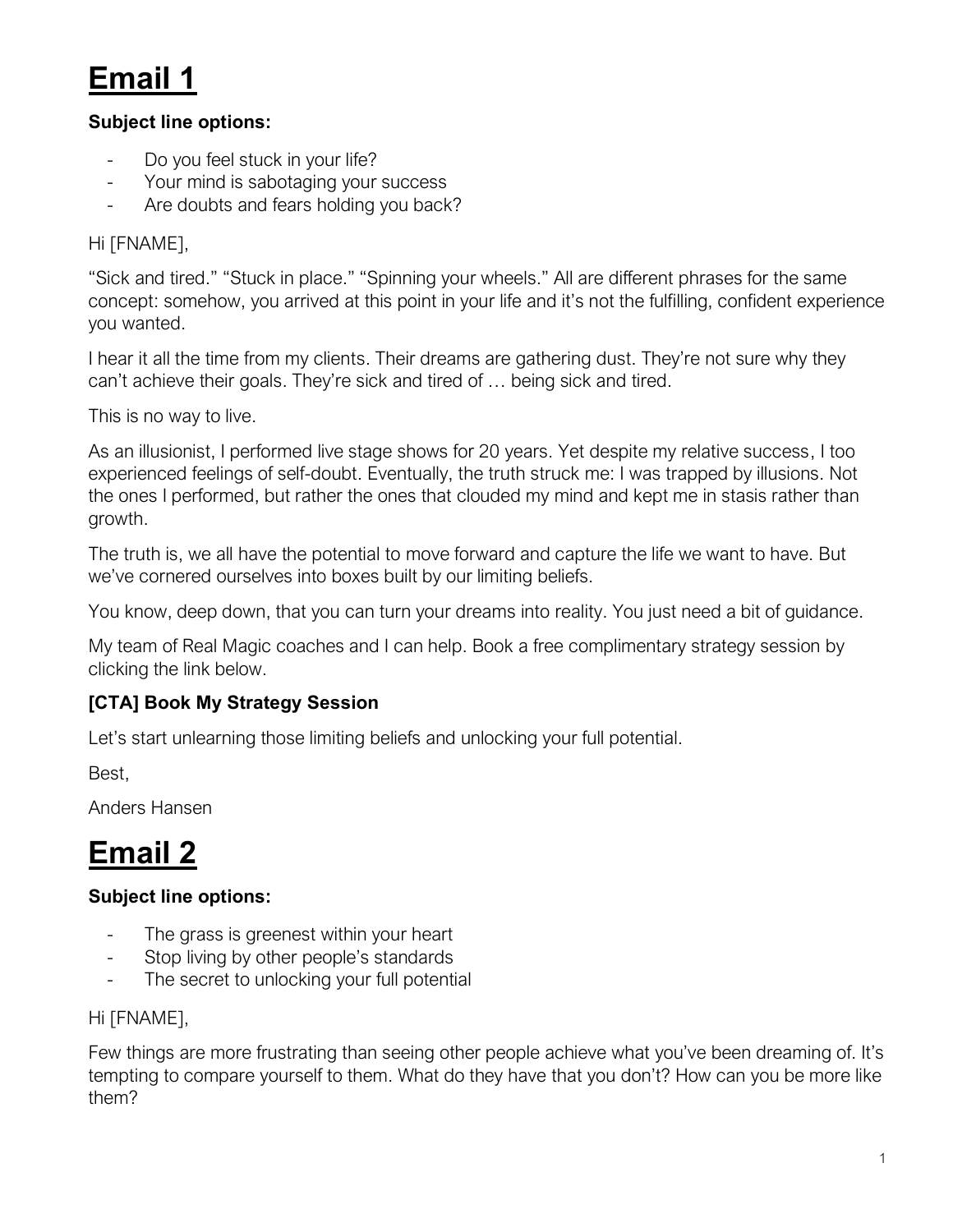# Email 1

**Subject line options:**

- Do you feel stuck in your life?
- Your mind is sabotaging your success
- Are doubts and fears holding you back?

Hi [FNAME],

"Sick and tired." "Stuck in place." "Spinning your wheels." All are different phrases for the same concept: somehow, you arrived at this point in your life and it's not the fulfilling, confident experience you wanted.

I hear it all the time from my clients. Their dreams are gathering dust. They're not sure why they can't achieve their goals. They're sick and tired of … being sick and tired.

This is no way to live.

As an illusionist, I performed live stage shows for 20 years. Yet despite my relative success, I too experienced feelings of self-doubt. Eventually, the truth struck me: I was trapped by illusions. Not the ones I performed, but rather the ones that clouded my mind and kept me in stasis rather than growth.

The truth is, we all have the potential to move forward and capture the life we want to have. But we've cornered ourselves into boxes built by our limiting beliefs.

You know, deep down, that you can turn your dreams into reality. You just need a bit of guidance.

My team of Real Magic coaches and I can help. Book a free complimentary strategy session by clicking the link below.

### [CTA] Book My Strategy Session

Let's start unlearning those limiting beliefs and unlocking your full potential.

Best,

Anders Hansen

# Email 2

**Subject line options:**

- The grass is greenest within your heart
- Stop living by other people's standards
- The secret to unlocking your full potential

Hi [FNAME],

Few things are more frustrating than seeing other people achieve what you've been dreaming of. It's tempting to compare yourself to them. What do they have that you don't? How can you be more like them?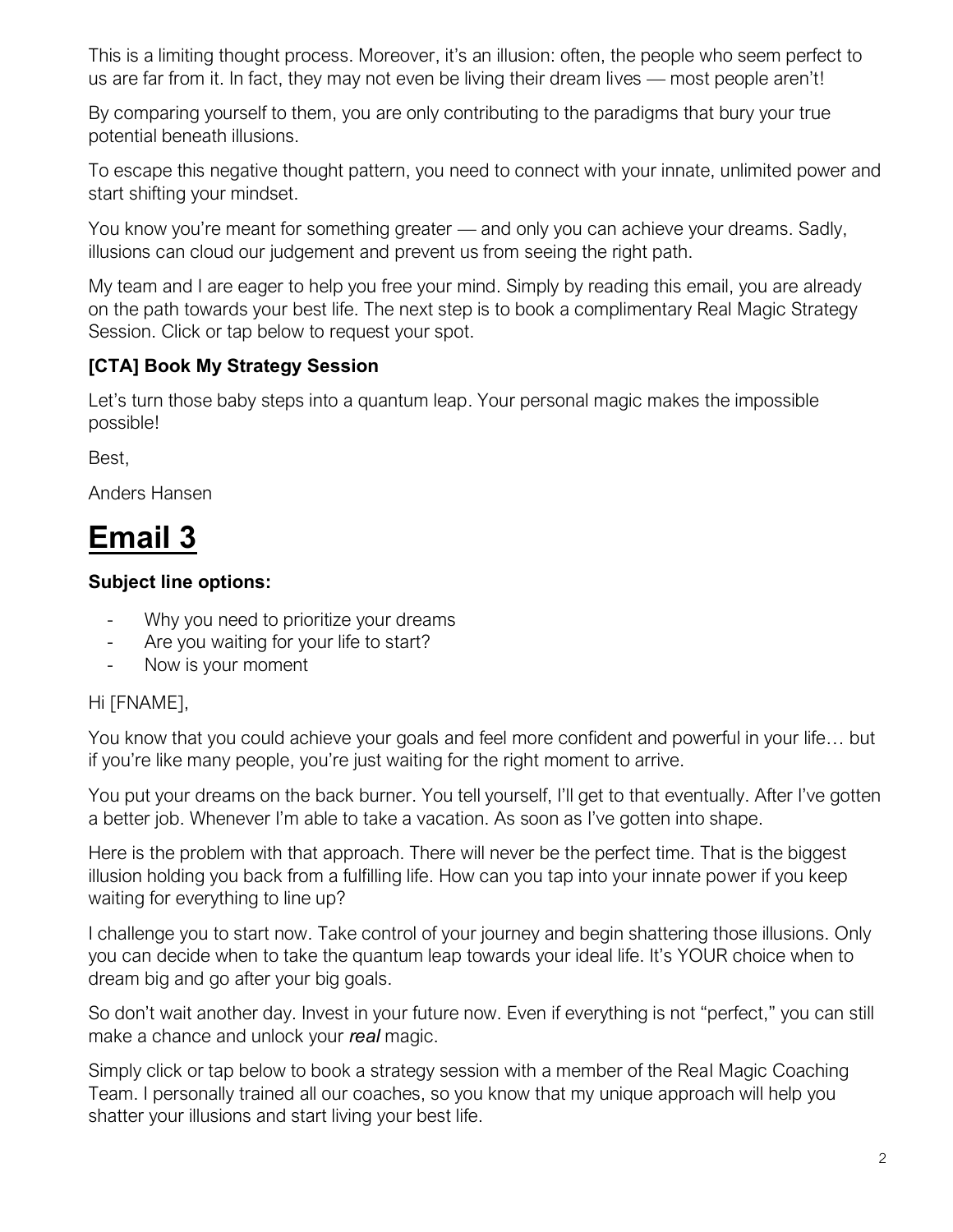This is a limiting thought process. Moreover, it's an illusion: often, the people who seem perfect to us are far from it. In fact, they may not even be living their dream lives — most people aren't!

By comparing yourself to them, you are only contributing to the paradigms that bury your true potential beneath illusions.

To escape this negative thought pattern, you need to connect with your innate, unlimited power and start shifting your mindset.

You know you're meant for something greater — and only you can achieve your dreams. Sadly, illusions can cloud our judgement and prevent us from seeing the right path.

My team and I are eager to help you free your mind. Simply by reading this email, you are already on the path towards your best life. The next step is to book a complimentary Real Magic Strategy Session. Click or tap below to request your spot.

**[CTA] Book My Strategy Session**

Let's turn those baby steps into a quantum leap. Your personal magic makes the impossible possible!

Best,

Anders Hansen

# Email 3

**Subject line options:**

- Why you need to prioritize your dreams
- Are you waiting for your life to start?
- Now is your moment

Hi [FNAME],

You know that you could achieve your goals and feel more confident and powerful in your life… but if you're like many people, you're just waiting for the right moment to arrive.

You put your dreams on the back burner. You tell yourself, I'll get to that eventually. After I've gotten a better job. Whenever I'm able to take a vacation. As soon as I've gotten into shape.

Here is the problem with that approach. There will never be the perfect time. That is the biggest illusion holding you back from a fulfilling life. How can you tap into your innate power if you keep waiting for everything to line up?

I challenge you to start now. Take control of your journey and begin shattering those illusions. Only you can decide when to take the quantum leap towards your ideal life. It's YOUR choice when to dream big and go after your big goals.

So don't wait another day. Invest in your future now. Even if everything is not "perfect," you can still make a chance and unlock your ***real*** magic.

Simply click or tap below to book a strategy session with a member of the Real Magic Coaching Team. I personally trained all our coaches, so you know that my unique approach will help you shatter your illusions and start living your best life.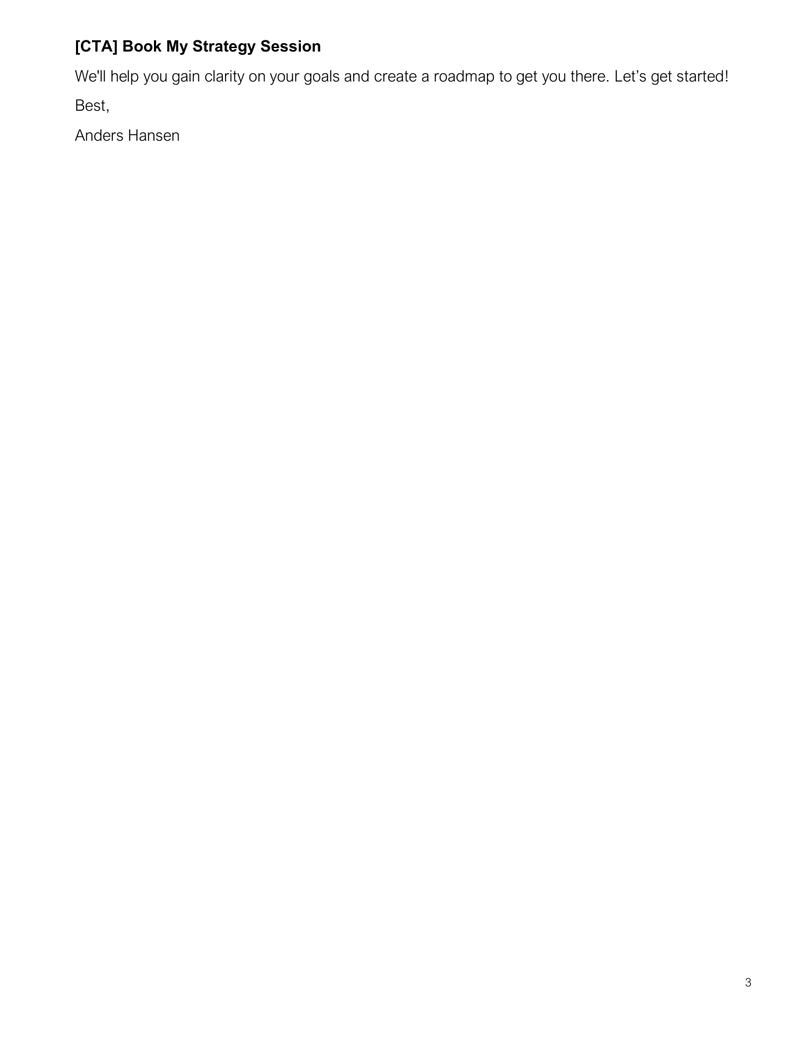**[CTA] Book My Strategy Session**

We'll help you gain clarity on your goals and create a roadmap to get you there. Let's get started!

Best,

Anders Hansen